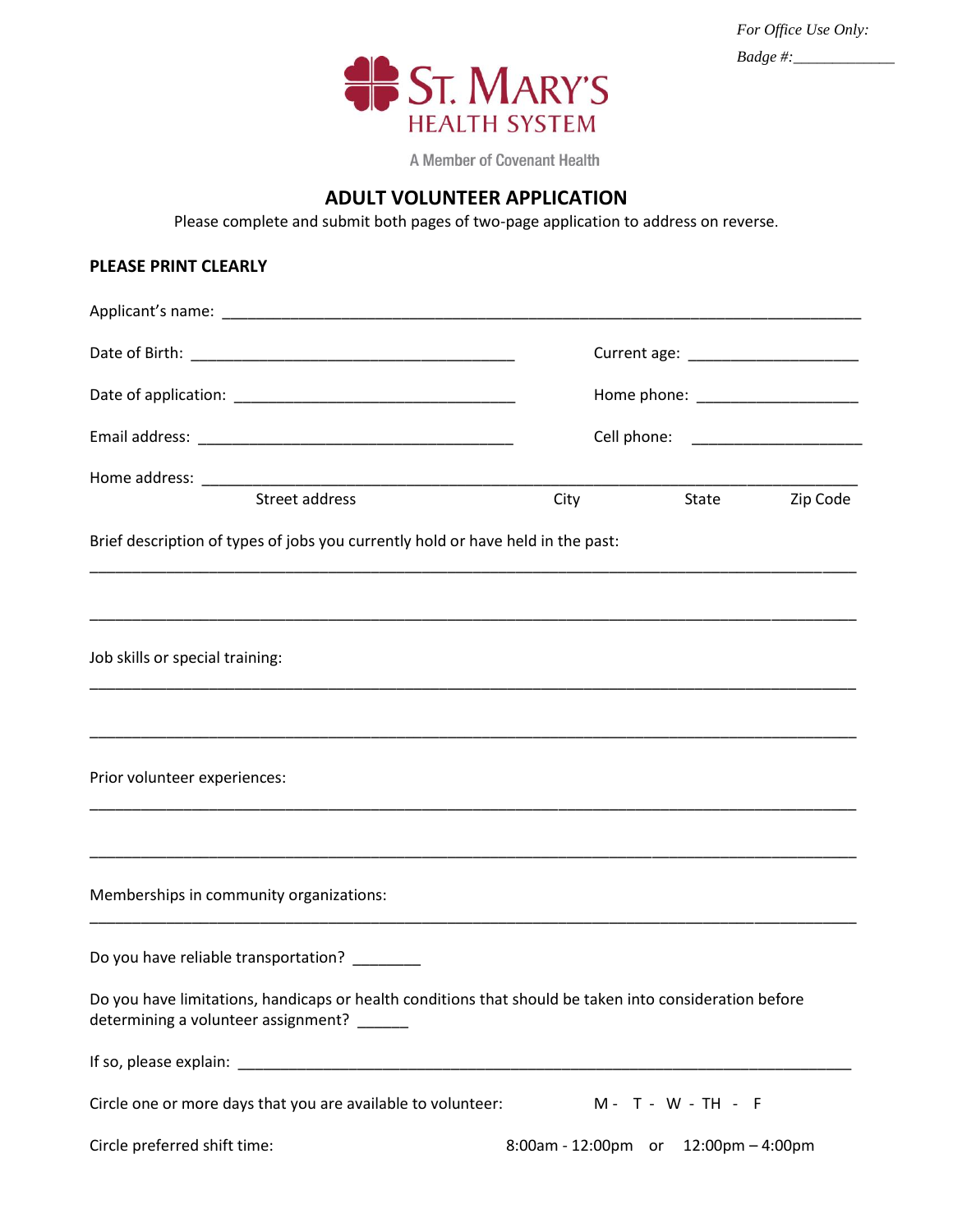*For Office Use Only:*

*Badge #:_____________*

ST. MARY'S
HEALTH SYSTEM

A Member of Covenant Health

## ADULT VOLUNTEER APPLICATION

Please complete and submit both pages of two-page application to address on reverse.

**PLEASE PRINT CLEARLY**

Applicant's name: ______________________________________________________________________________

Date of Birth: _______________________________________ Current age: ____________________

Date of application: _________________________________ Home phone: ___________________

Email address: ______________________________________ Cell phone: ____________________

Home address: _______________________________________________________________________________
Street address City State Zip Code

Brief description of types of jobs you currently hold or have held in the past:

_____________________________________________________________________________________________

_____________________________________________________________________________________________

Job skills or special training:

_____________________________________________________________________________________________

_____________________________________________________________________________________________

Prior volunteer experiences:

_____________________________________________________________________________________________

_____________________________________________________________________________________________

Memberships in community organizations:

_____________________________________________________________________________________________

Do you have reliable transportation? ________

Do you have limitations, handicaps or health conditions that should be taken into consideration before determining a volunteer assignment? ______

If so, please explain: ____________________________________________________________________________

Circle one or more days that you are available to volunteer: M - T - W - TH - F

Circle preferred shift time: 8:00am - 12:00pm or 12:00pm – 4:00pm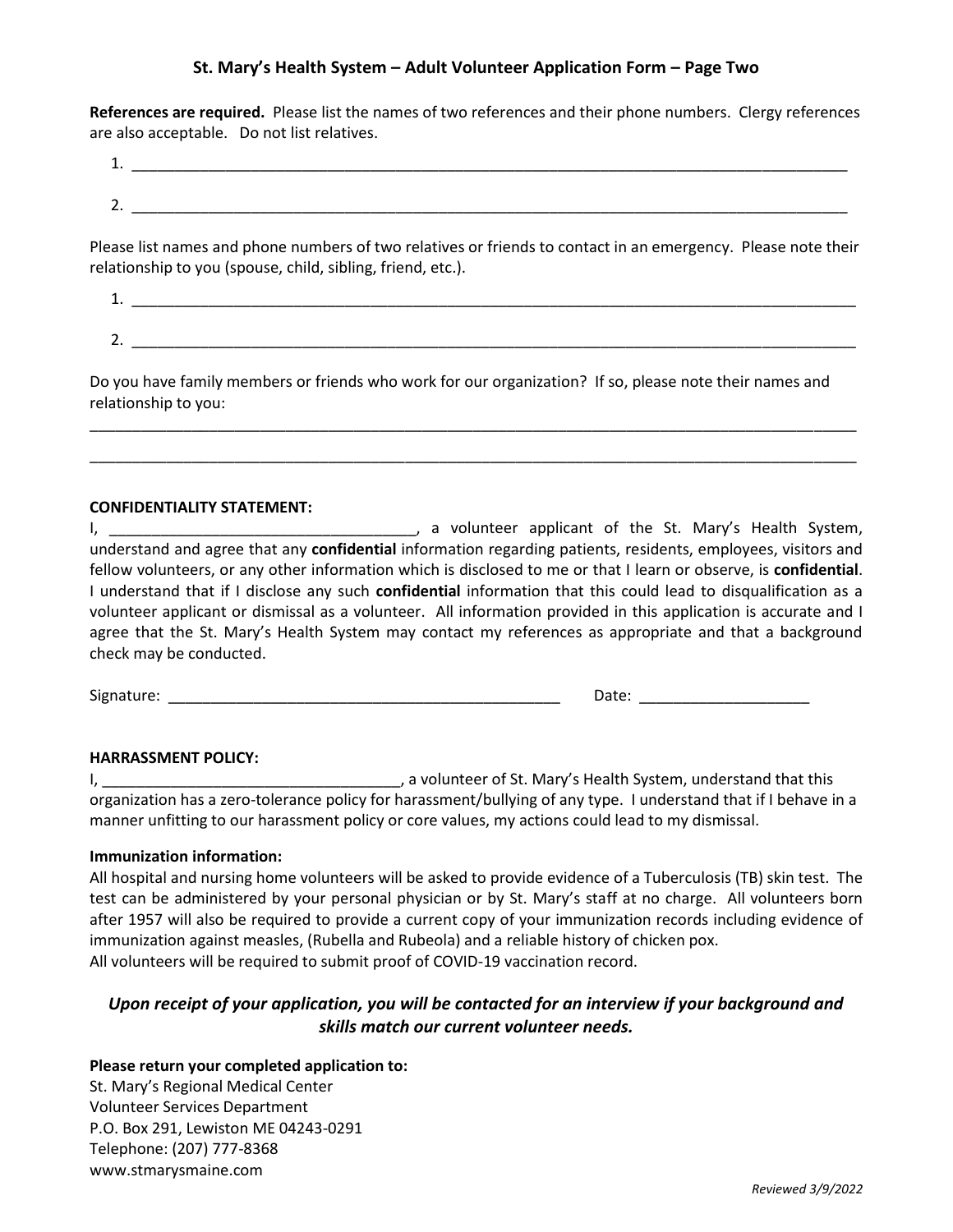## St. Mary's Health System – Adult Volunteer Application Form – Page Two

**References are required.** Please list the names of two references and their phone numbers. Clergy references are also acceptable. Do not list relatives.

1. ________________________________________________________________________________________

2. ________________________________________________________________________________________

Please list names and phone numbers of two relatives or friends to contact in an emergency. Please note their relationship to you (spouse, child, sibling, friend, etc.).

1. ________________________________________________________________________________________

2. ________________________________________________________________________________________

Do you have family members or friends who work for our organization? If so, please note their names and relationship to you:

____________________________________________________________________________________________

____________________________________________________________________________________________

**CONFIDENTIALITY STATEMENT:**

I, ____________________________________, a volunteer applicant of the St. Mary's Health System, understand and agree that any **confidential** information regarding patients, residents, employees, visitors and fellow volunteers, or any other information which is disclosed to me or that I learn or observe, is **confidential**. I understand that if I disclose any such **confidential** information that this could lead to disqualification as a volunteer applicant or dismissal as a volunteer. All information provided in this application is accurate and I agree that the St. Mary's Health System may contact my references as appropriate and that a background check may be conducted.

Signature: _________________________________________________ Date: ____________________

**HARRASSMENT POLICY:**

I, ___________________________________, a volunteer of St. Mary's Health System, understand that this organization has a zero-tolerance policy for harassment/bullying of any type. I understand that if I behave in a manner unfitting to our harassment policy or core values, my actions could lead to my dismissal.

**Immunization information:**

All hospital and nursing home volunteers will be asked to provide evidence of a Tuberculosis (TB) skin test. The test can be administered by your personal physician or by St. Mary's staff at no charge. All volunteers born after 1957 will also be required to provide a current copy of your immunization records including evidence of immunization against measles, (Rubella and Rubeola) and a reliable history of chicken pox.
All volunteers will be required to submit proof of COVID-19 vaccination record.

***Upon receipt of your application, you will be contacted for an interview if your background and skills match our current volunteer needs.***

**Please return your completed application to:**
St. Mary's Regional Medical Center
Volunteer Services Department
P.O. Box 291, Lewiston ME 04243-0291
Telephone: (207) 777-8368
www.stmarysmaine.com

*Reviewed 3/9/2022*